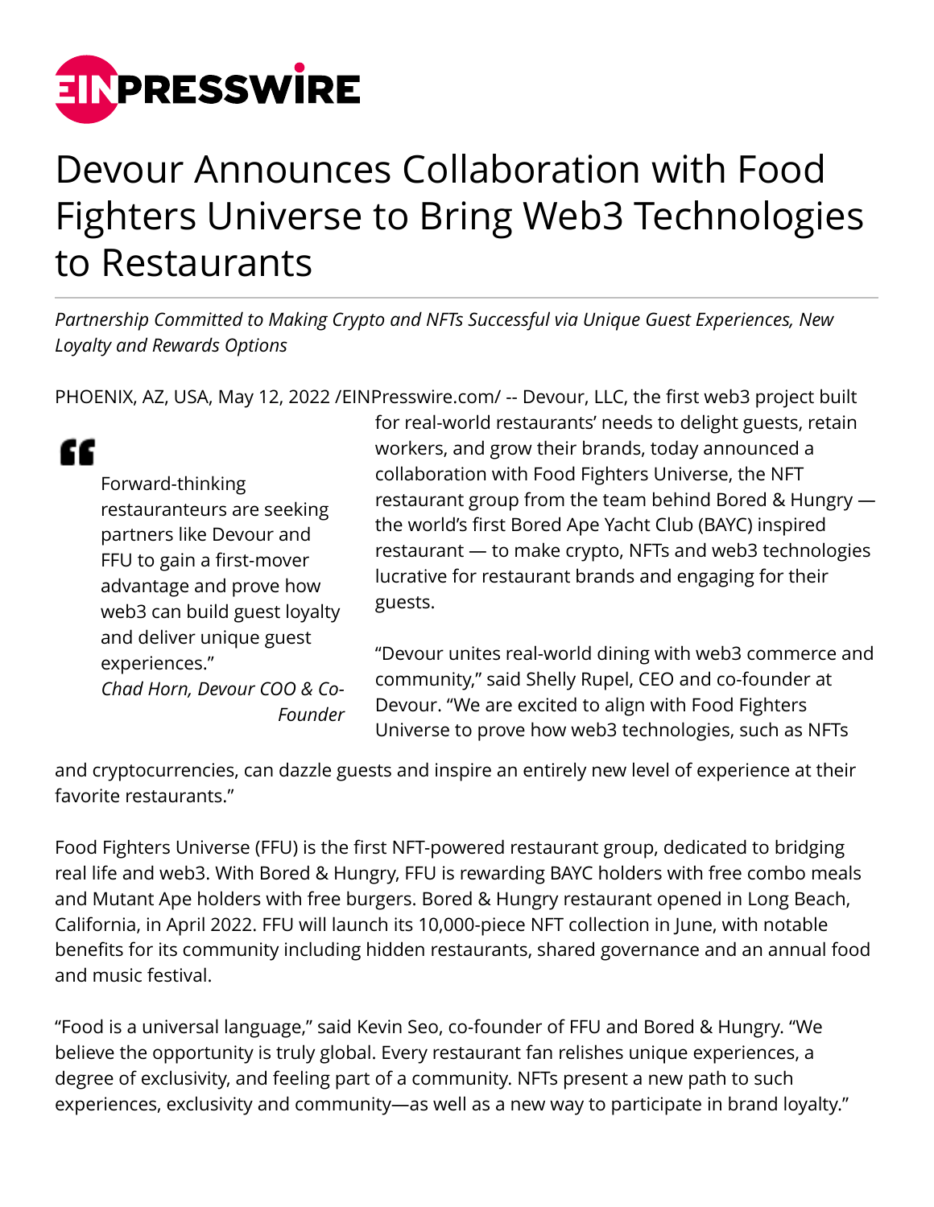# Devour Announces Collaboration with Food Fighters Universe to Bring Web3 Technologies to Restaurants

*Partnership Committed to Making Crypto and NFTs Successful via Unique Guest Experiences, New Loyalty and Rewards Options*

PHOENIX, AZ, USA, May 12, 2022 /EINPresswire.com/ -- Devour, LLC, the first web3 project built for real-world restaurants' needs to delight guests, retain workers, and grow their brands, today announced a collaboration with Food Fighters Universe, the NFT restaurant group from the team behind Bored & Hungry — the world's first Bored Ape Yacht Club (BAYC) inspired restaurant — to make crypto, NFTs and web3 technologies lucrative for restaurant brands and engaging for their guests.

> Forward-thinking restauranteurs are seeking partners like Devour and FFU to gain a first-mover advantage and prove how web3 can build guest loyalty and deliver unique guest experiences."
>
> *Chad Horn, Devour COO & Co-Founder*

"Devour unites real-world dining with web3 commerce and community," said Shelly Rupel, CEO and co-founder at Devour. "We are excited to align with Food Fighters Universe to prove how web3 technologies, such as NFTs and cryptocurrencies, can dazzle guests and inspire an entirely new level of experience at their favorite restaurants."

Food Fighters Universe (FFU) is the first NFT-powered restaurant group, dedicated to bridging real life and web3. With Bored & Hungry, FFU is rewarding BAYC holders with free combo meals and Mutant Ape holders with free burgers. Bored & Hungry restaurant opened in Long Beach, California, in April 2022. FFU will launch its 10,000-piece NFT collection in June, with notable benefits for its community including hidden restaurants, shared governance and an annual food and music festival.

"Food is a universal language," said Kevin Seo, co-founder of FFU and Bored & Hungry. "We believe the opportunity is truly global. Every restaurant fan relishes unique experiences, a degree of exclusivity, and feeling part of a community. NFTs present a new path to such experiences, exclusivity and community—as well as a new way to participate in brand loyalty."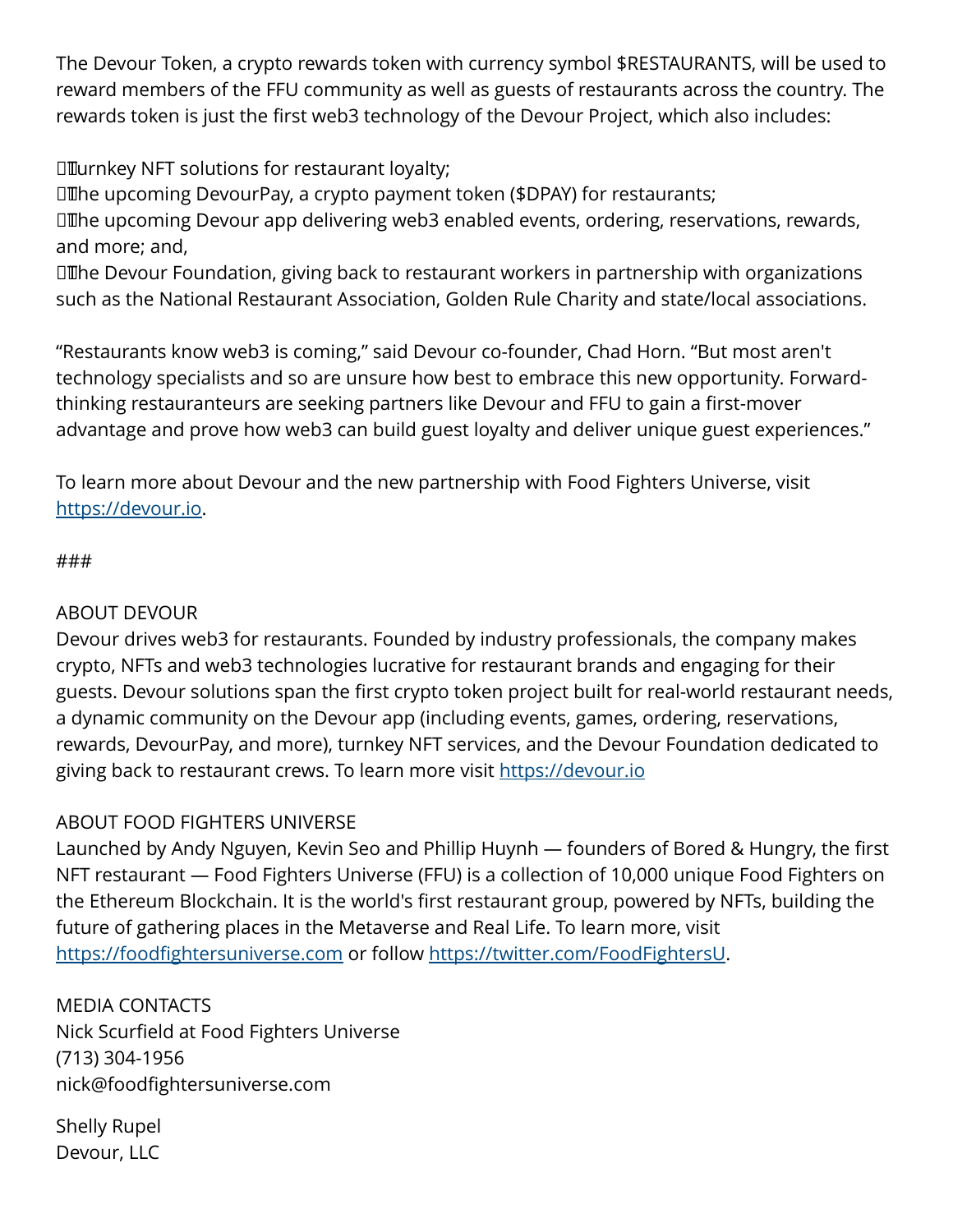The Devour Token, a crypto rewards token with currency symbol $RESTAURANTS, will be used to reward members of the FFU community as well as guests of restaurants across the country. The rewards token is just the first web3 technology of the Devour Project, which also includes:

- Turnkey NFT solutions for restaurant loyalty;
- The upcoming DevourPay, a crypto payment token ($DPAY) for restaurants;
- The upcoming Devour app delivering web3 enabled events, ordering, reservations, rewards, and more; and,
- The Devour Foundation, giving back to restaurant workers in partnership with organizations such as the National Restaurant Association, Golden Rule Charity and state/local associations.

“Restaurants know web3 is coming,” said Devour co-founder, Chad Horn. “But most aren't technology specialists and so are unsure how best to embrace this new opportunity. Forward-thinking restauranteurs are seeking partners like Devour and FFU to gain a first-mover advantage and prove how web3 can build guest loyalty and deliver unique guest experiences.”

To learn more about Devour and the new partnership with Food Fighters Universe, visit https://devour.io.

###

ABOUT DEVOUR
Devour drives web3 for restaurants. Founded by industry professionals, the company makes crypto, NFTs and web3 technologies lucrative for restaurant brands and engaging for their guests. Devour solutions span the first crypto token project built for real-world restaurant needs, a dynamic community on the Devour app (including events, games, ordering, reservations, rewards, DevourPay, and more), turnkey NFT services, and the Devour Foundation dedicated to giving back to restaurant crews. To learn more visit https://devour.io

ABOUT FOOD FIGHTERS UNIVERSE
Launched by Andy Nguyen, Kevin Seo and Phillip Huynh — founders of Bored & Hungry, the first NFT restaurant — Food Fighters Universe (FFU) is a collection of 10,000 unique Food Fighters on the Ethereum Blockchain. It is the world's first restaurant group, powered by NFTs, building the future of gathering places in the Metaverse and Real Life. To learn more, visit https://foodfightersuniverse.com or follow https://twitter.com/FoodFightersU.

MEDIA CONTACTS
Nick Scurfield at Food Fighters Universe
(713) 304-1956
nick@foodfightersuniverse.com

Shelly Rupel
Devour, LLC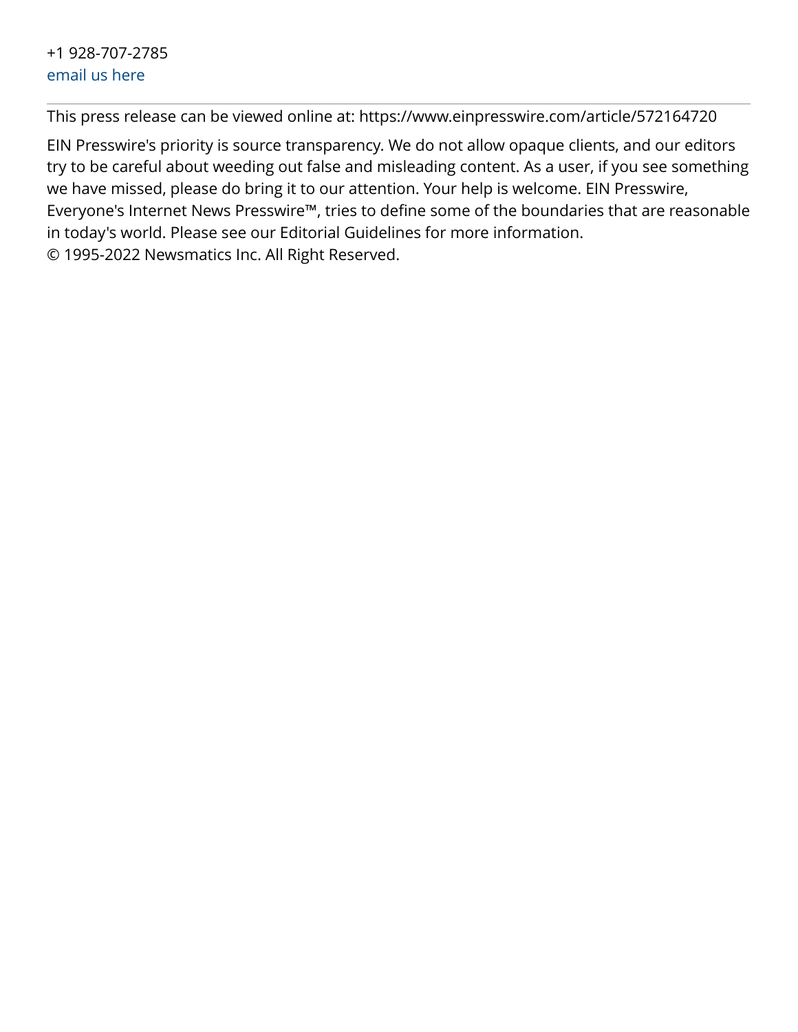+1 928-707-2785
email us here

---

This press release can be viewed online at: https://www.einpresswire.com/article/572164720

EIN Presswire's priority is source transparency. We do not allow opaque clients, and our editors try to be careful about weeding out false and misleading content. As a user, if you see something we have missed, please do bring it to our attention. Your help is welcome. EIN Presswire, Everyone's Internet News Presswire™, tries to define some of the boundaries that are reasonable in today's world. Please see our Editorial Guidelines for more information.
© 1995-2022 Newsmatics Inc. All Right Reserved.